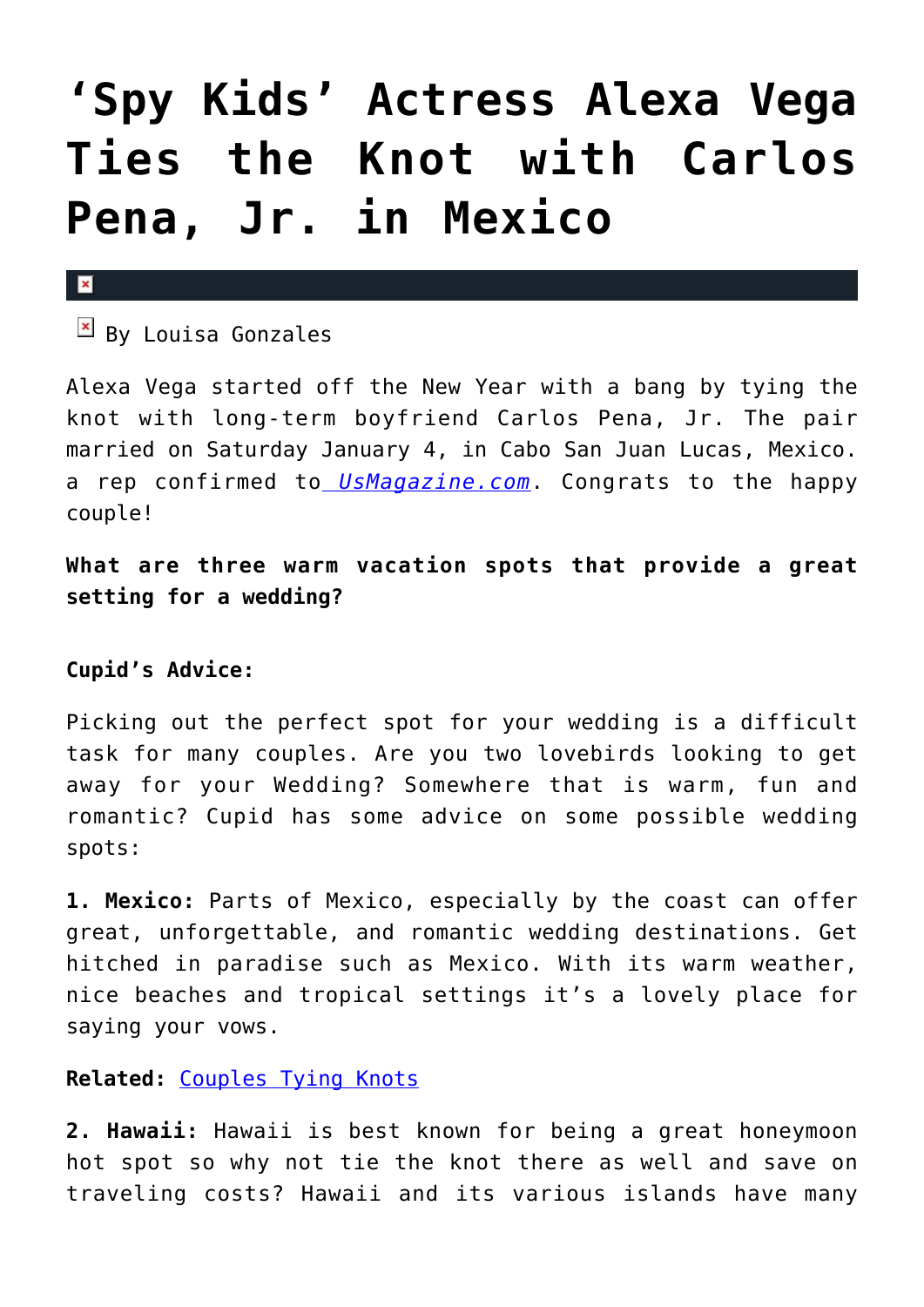# ‘Spy Kids’ Actress Alexa Vega Ties the Knot with Carlos Pena, Jr. in Mexico

By Louisa Gonzales

Alexa Vega started off the New Year with a bang by tying the knot with long-term boyfriend Carlos Pena, Jr. The pair married on Saturday January 4, in Cabo San Juan Lucas, Mexico. a rep confirmed to *UsMagazine.com*. Congrats to the happy couple!

**What are three warm vacation spots that provide a great setting for a wedding?**

**Cupid’s Advice:**

Picking out the perfect spot for your wedding is a difficult task for many couples. Are you two lovebirds looking to get away for your Wedding? Somewhere that is warm, fun and romantic? Cupid has some advice on some possible wedding spots:

**1. Mexico:** Parts of Mexico, especially by the coast can offer great, unforgettable, and romantic wedding destinations. Get hitched in paradise such as Mexico. With its warm weather, nice beaches and tropical settings it’s a lovely place for saying your vows.

**Related:** Couples Tying Knots

**2. Hawaii:** Hawaii is best known for being a great honeymoon hot spot so why not tie the knot there as well and save on traveling costs? Hawaii and its various islands have many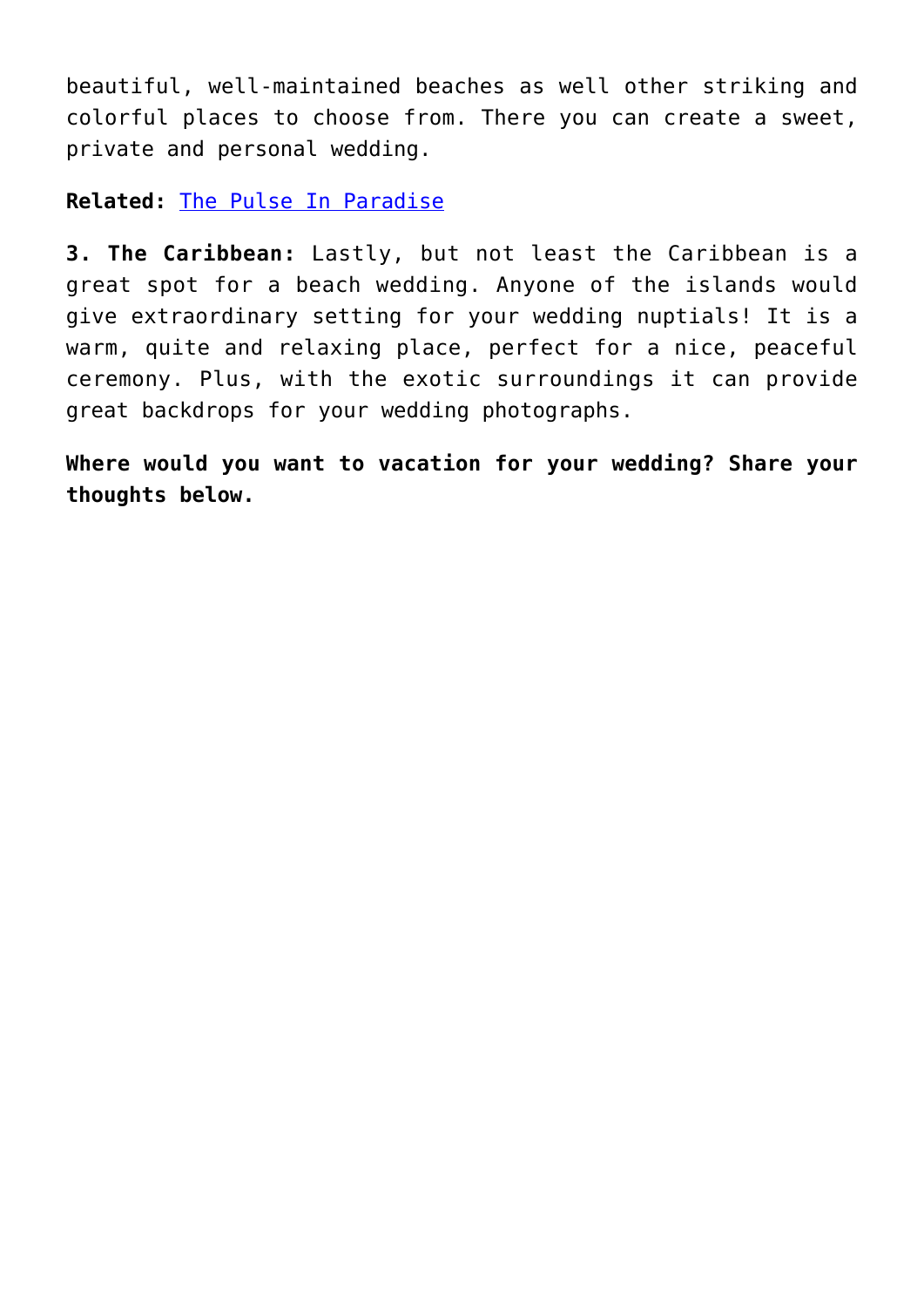beautiful, well-maintained beaches as well other striking and colorful places to choose from. There you can create a sweet, private and personal wedding.

**Related:** [The Pulse In Paradise]()

**3. The Caribbean:** Lastly, but not least the Caribbean is a great spot for a beach wedding. Anyone of the islands would give extraordinary setting for your wedding nuptials! It is a warm, quite and relaxing place, perfect for a nice, peaceful ceremony. Plus, with the exotic surroundings it can provide great backdrops for your wedding photographs.

**Where would you want to vacation for your wedding? Share your thoughts below.**